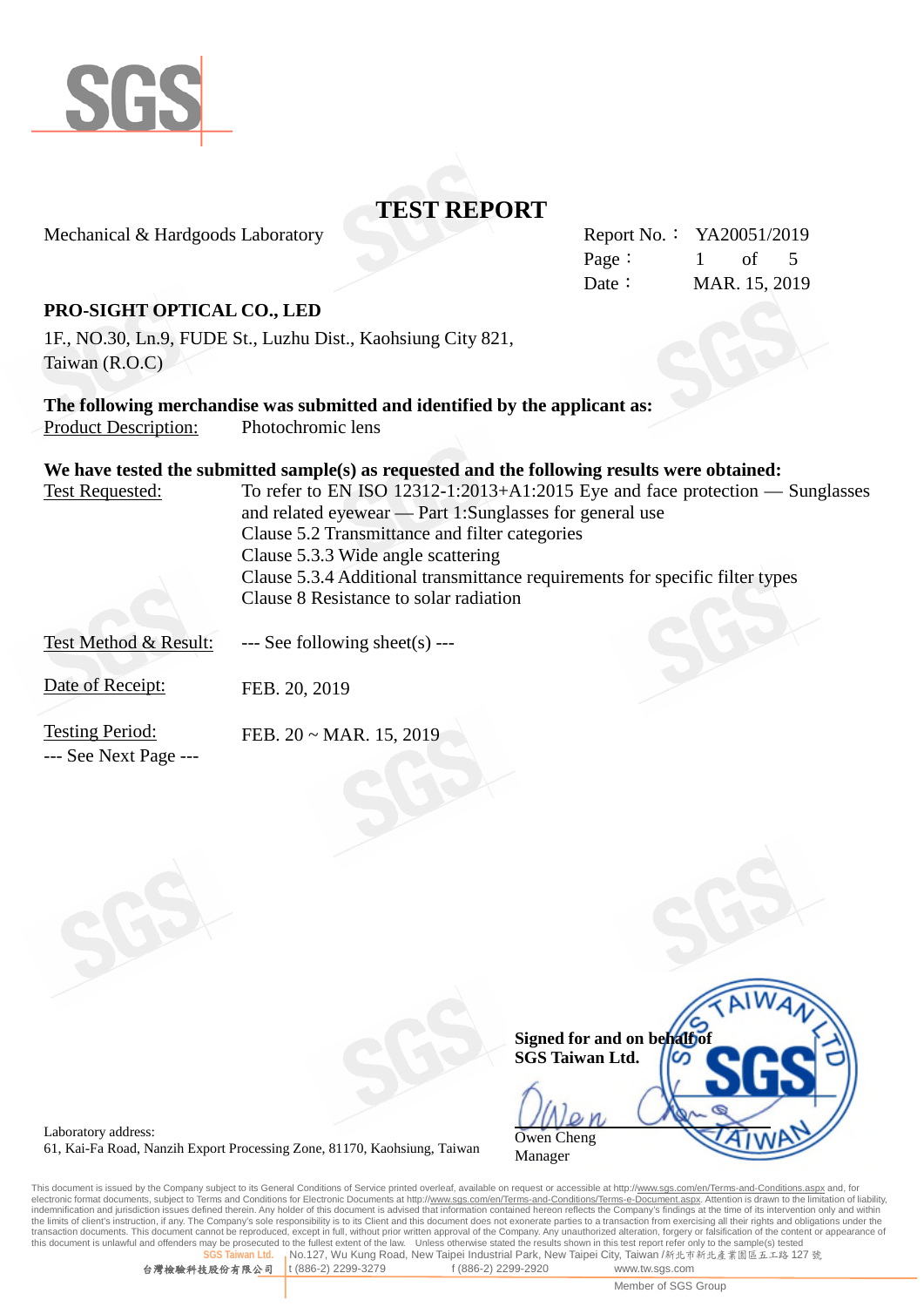# TEST REPORT

Mechanical & Hardgoods Laboratory

Report No.： YA20051/2019
Page： 1 of 5
Date： MAR. 15, 2019

**PRO-SIGHT OPTICAL CO., LED**

1F., NO.30, Ln.9, FUDE St., Luzhu Dist., Kaohsiung City 821,
Taiwan (R.O.C)

**The following merchandise was submitted and identified by the applicant as:**

Product Description: Photochromic lens

**We have tested the submitted sample(s) as requested and the following results were obtained:**

Test Requested: To refer to EN ISO 12312-1:2013+A1:2015 Eye and face protection — Sunglasses and related eyewear — Part 1:Sunglasses for general use
Clause 5.2 Transmittance and filter categories
Clause 5.3.3 Wide angle scattering
Clause 5.3.4 Additional transmittance requirements for specific filter types
Clause 8 Resistance to solar radiation

Test Method & Result: --- See following sheet(s) ---

Date of Receipt: FEB. 20, 2019

Testing Period: FEB. 20 ~ MAR. 15, 2019

--- See Next Page ---

**Signed for and on behalf of**
**SGS Taiwan Ltd.**

Owen Cheng
Manager

Laboratory address:
61, Kai-Fa Road, Nanzih Export Processing Zone, 81170, Kaohsiung, Taiwan

This document is issued by the Company subject to its General Conditions of Service printed overleaf, available on request or accessible at http://www.sgs.com/en/Terms-and-Conditions.aspx and, for electronic format documents, subject to Terms and Conditions for Electronic Documents at http://www.sgs.com/en/Terms-and-Conditions/Terms-e-Document.aspx. Attention is drawn to the limitation of liability, indemnification and jurisdiction issues defined therein. Any holder of this document is advised that information contained hereon reflects the Company's findings at the time of its intervention only and within the limits of client's instruction, if any. The Company's sole responsibility is to its Client and this document does not exonerate parties to a transaction from exercising all their rights and obligations under the transaction documents. This document cannot be reproduced, except in full, without prior written approval of the Company. Any unauthorized alteration, forgery or falsification of the content or appearance of this document is unlawful and offenders may be prosecuted to the fullest extent of the law. Unless otherwise stated the results shown in this test report refer only to the sample(s) tested

SGS Taiwan Ltd. 台灣檢驗科技股份有限公司 | No.127, Wu Kung Road, New Taipei Industrial Park, New Taipei City, Taiwan /新北市新北產業園區五工路 127 號 | t (886-2) 2299-3279 | f (886-2) 2299-2920 | www.tw.sgs.com

Member of SGS Group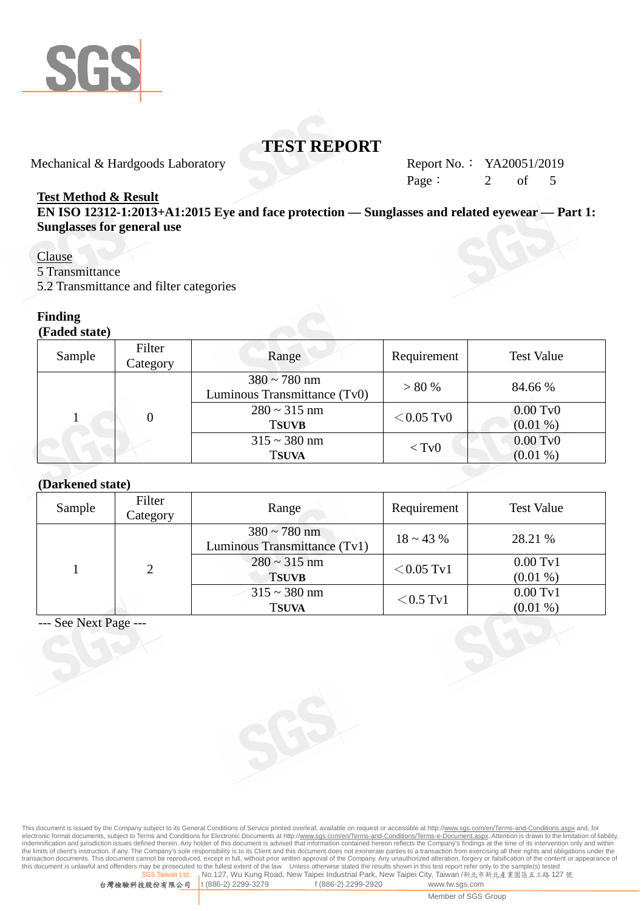# TEST REPORT

Mechanical & Hardgoods Laboratory

Report No.： YA20051/2019

**Test Method & Result**

**EN ISO 12312-1:2013+A1:2015 Eye and face protection — Sunglasses and related eyewear — Part 1: Sunglasses for general use**

Clause

5 Transmittance

5.2 Transmittance and filter categories

**Finding**

**(Faded state)**

| Sample | Filter Category | Range | Requirement | Test Value |
|---|---|---|---|---|
| 1 | 0 | 380 ~ 780 nm<br>Luminous Transmittance (Tv0) | > 80 % | 84.66 % |
| | | 280 ~ 315 nm<br>**TSUVB** | ＜0.05 Tv0 | 0.00 Tv0<br>(0.01 %) |
| | | 315 ~ 380 nm<br>**TSUVA** | ＜Tv0 | 0.00 Tv0<br>(0.01 %) |

**(Darkened state)**

| Sample | Filter Category | Range | Requirement | Test Value |
|---|---|---|---|---|
| 1 | 2 | 380 ~ 780 nm<br>Luminous Transmittance (Tv1) | 18 ~ 43 % | 28.21 % |
| | | 280 ~ 315 nm<br>**TSUVB** | ＜0.05 Tv1 | 0.00 Tv1<br>(0.01 %) |
| | | 315 ~ 380 nm<br>**TSUVA** | ＜0.5 Tv1 | 0.00 Tv1<br>(0.01 %) |

--- See Next Page ---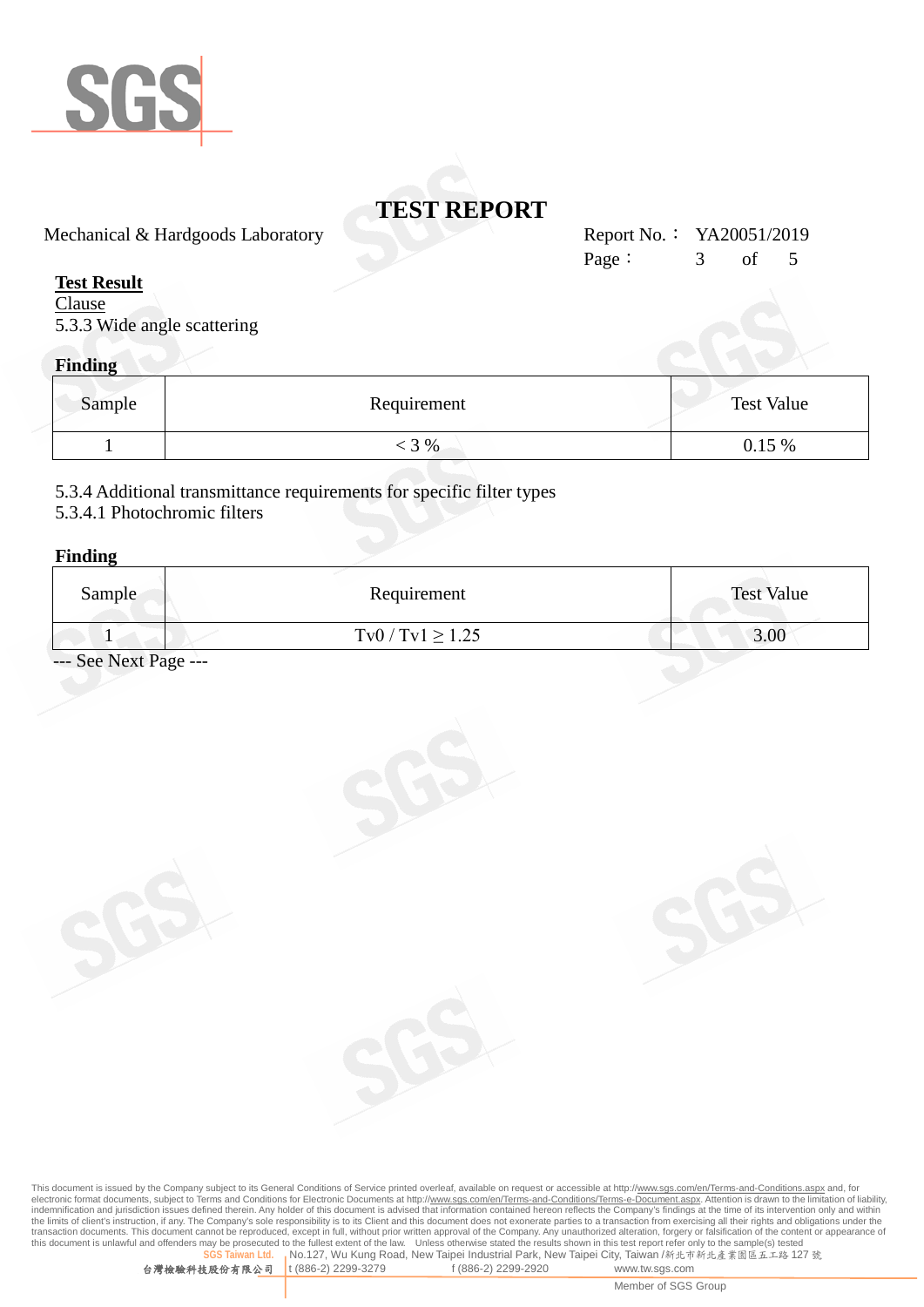# TEST REPORT

Mechanical & Hardgoods Laboratory

Report No.： YA20051/2019

**Test Result**

Clause

5.3.3 Wide angle scattering

**Finding**

| Sample | Requirement | Test Value |
|---|---|---|
| 1 | < 3 % | 0.15 % |

5.3.4 Additional transmittance requirements for specific filter types

5.3.4.1 Photochromic filters

**Finding**

| Sample | Requirement | Test Value |
|---|---|---|
| 1 | $Tv0 / Tv1 \geq 1.25$ | 3.00 |

--- See Next Page ---

This document is issued by the Company subject to its General Conditions of Service printed overleaf, available on request or accessible at http://www.sgs.com/en/Terms-and-Conditions.aspx and, for electronic format documents, subject to Terms and Conditions for Electronic Documents at http://www.sgs.com/en/Terms-and-Conditions/Terms-e-Document.aspx. Attention is drawn to the limitation of liability, indemnification and jurisdiction issues defined therein. Any holder of this document is advised that information contained hereon reflects the Company's findings at the time of its intervention only and within the limits of client's instruction, if any. The Company's sole responsibility is to its Client and this document does not exonerate parties to a transaction from exercising all their rights and obligations under the transaction documents. This document cannot be reproduced, except in full, without prior written approval of the Company. Any unauthorized alteration, forgery or falsification of the content or appearance of this document is unlawful and offenders may be prosecuted to the fullest extent of the law. Unless otherwise stated the results shown in this test report refer only to the sample(s) tested

SGS Taiwan Ltd. 台灣檢驗科技股份有限公司 | No.127, Wu Kung Road, New Taipei Industrial Park, New Taipei City, Taiwan /新北市新北產業園區五工路 127 號 | t (886-2) 2299-3279 | f (886-2) 2299-2920 | www.tw.sgs.com

Member of SGS Group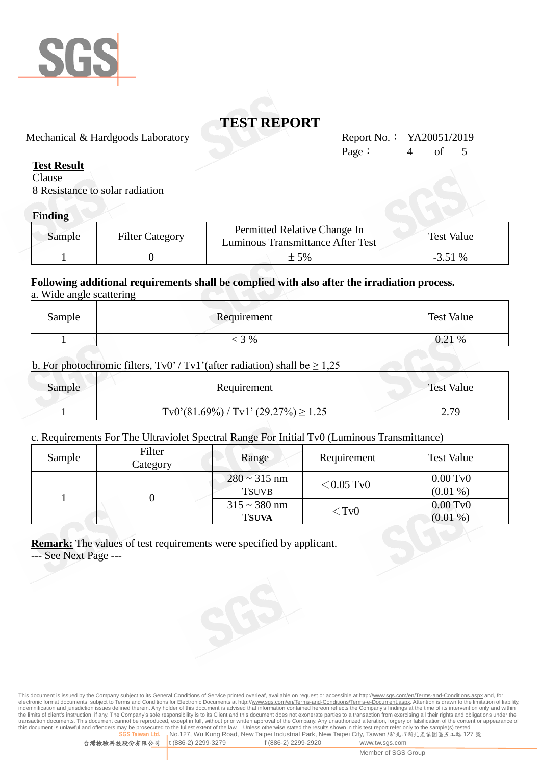# TEST REPORT

Mechanical & Hardgoods Laboratory

Report No.： YA20051/2019

**Test Result**

Clause

8 Resistance to solar radiation

**Finding**

| Sample | Filter Category | Permitted Relative Change In Luminous Transmittance After Test | Test Value |
|---|---|---|---|
| 1 | 0 | ± 5% | -3.51 % |

**Following additional requirements shall be complied with also after the irradiation process.**

a. Wide angle scattering

| Sample | Requirement | Test Value |
|---|---|---|
| 1 | < 3 % | 0.21 % |

b. For photochromic filters, Tv0’ / Tv1’(after radiation) shall be ≥ 1,25

| Sample | Requirement | Test Value |
|---|---|---|
| 1 | Tv0’(81.69%) / Tv1’ (29.27%) ≥ 1.25 | 2.79 |

c. Requirements For The Ultraviolet Spectral Range For Initial Tv0 (Luminous Transmittance)

| Sample | Filter Category | Range | Requirement | Test Value |
|---|---|---|---|---|
| 1 | 0 | 280 ~ 315 nm TSUVB | ＜0.05 Tv0 | 0.00 Tv0 (0.01 %) |
| | | 315 ~ 380 nm TSUVA | ＜Tv0 | 0.00 Tv0 (0.01 %) |

**Remark:** The values of test requirements were specified by applicant.

--- See Next Page ---

This document is issued by the Company subject to its General Conditions of Service printed overleaf, available on request or accessible at http://www.sgs.com/en/Terms-and-Conditions.aspx and, for electronic format documents, subject to Terms and Conditions for Electronic Documents at http://www.sgs.com/en/Terms-and-Conditions/Terms-e-Document.aspx. Attention is drawn to the limitation of liability, indemnification and jurisdiction issues defined therein. Any holder of this document is advised that information contained hereon reflects the Company's findings at the time of its intervention only and within the limits of client's instruction, if any. The Company's sole responsibility is to its Client and this document does not exonerate parties to a transaction from exercising all their rights and obligations under the transaction documents. This document cannot be reproduced, except in full, without prior written approval of the Company. Any unauthorized alteration, forgery or falsification of the content or appearance of this document is unlawful and offenders may be prosecuted to the fullest extent of the law. Unless otherwise stated the results shown in this test report refer only to the sample(s) tested

SGS Taiwan Ltd. 台灣檢驗科技股份有限公司 | No.127, Wu Kung Road, New Taipei Industrial Park, New Taipei City, Taiwan /新北市新北產業園區五工路 127 號 | t (886-2) 2299-3279 | f (886-2) 2299-2920 | www.tw.sgs.com

Member of SGS Group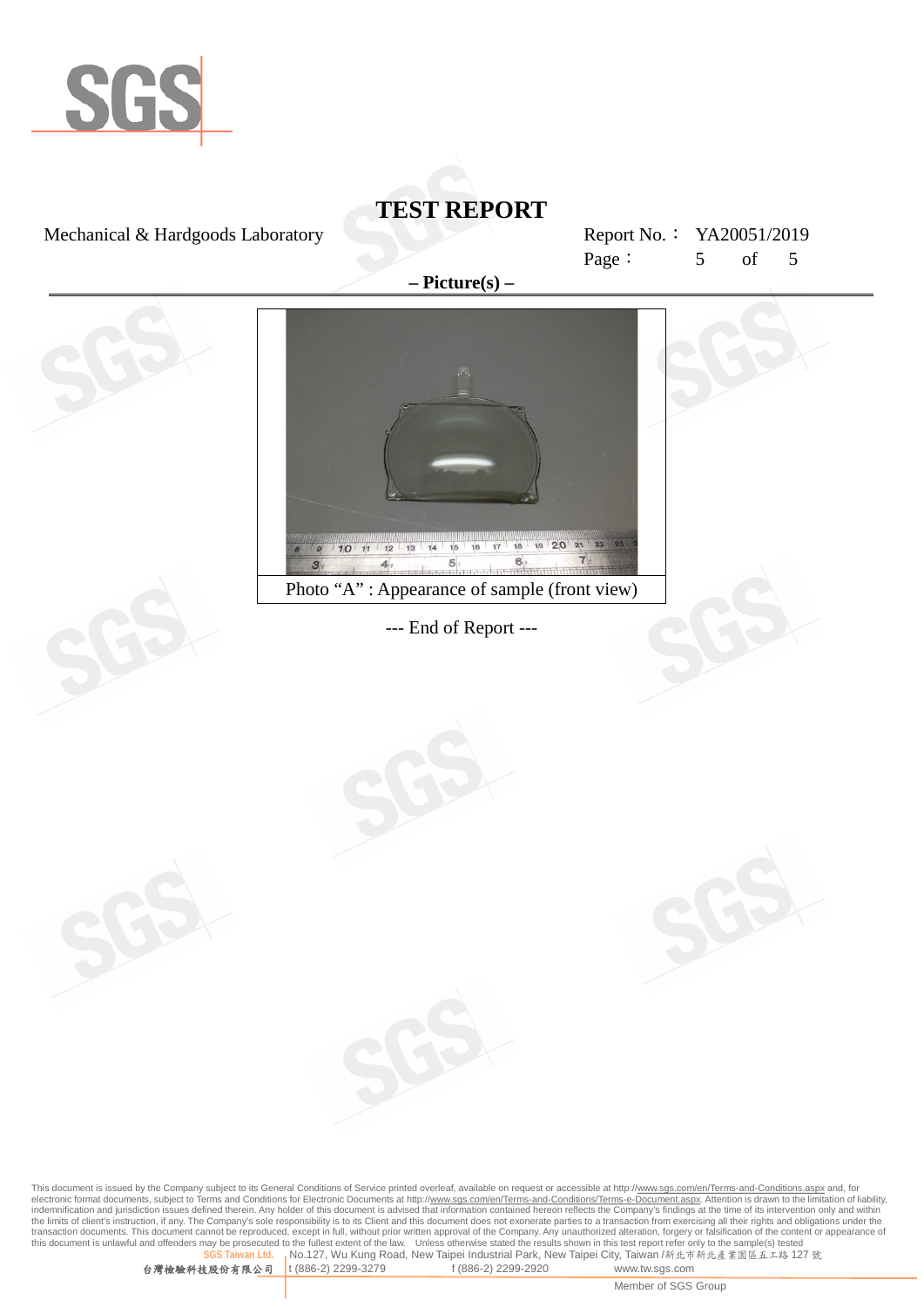# TEST REPORT

Mechanical & Hardgoods Laboratory

Report No.： YA20051/2019

**– Picture(s) –**

Photo “A” : Appearance of sample (front view)

--- End of Report ---

This document is issued by the Company subject to its General Conditions of Service printed overleaf, available on request or accessible at http://www.sgs.com/en/Terms-and-Conditions.aspx and, for electronic format documents, subject to Terms and Conditions for Electronic Documents at http://www.sgs.com/en/Terms-and-Conditions/Terms-e-Document.aspx. Attention is drawn to the limitation of liability, indemnification and jurisdiction issues defined therein. Any holder of this document is advised that information contained hereon reflects the Company's findings at the time of its intervention only and within the limits of client's instruction, if any. The Company's sole responsibility is to its Client and this document does not exonerate parties to a transaction from exercising all their rights and obligations under the transaction documents. This document cannot be reproduced, except in full, without prior written approval of the Company. Any unauthorized alteration, forgery or falsification of the content or appearance of this document is unlawful and offenders may be prosecuted to the fullest extent of the law. Unless otherwise stated the results shown in this test report refer only to the sample(s) tested

SGS Taiwan Ltd. No.127, Wu Kung Road, New Taipei Industrial Park, New Taipei City, Taiwan /新北市新北產業園區五工路 127 號

台灣檢驗科技股份有限公司 t (886-2) 2299-3279 f (886-2) 2299-2920 www.tw.sgs.com

Member of SGS Group